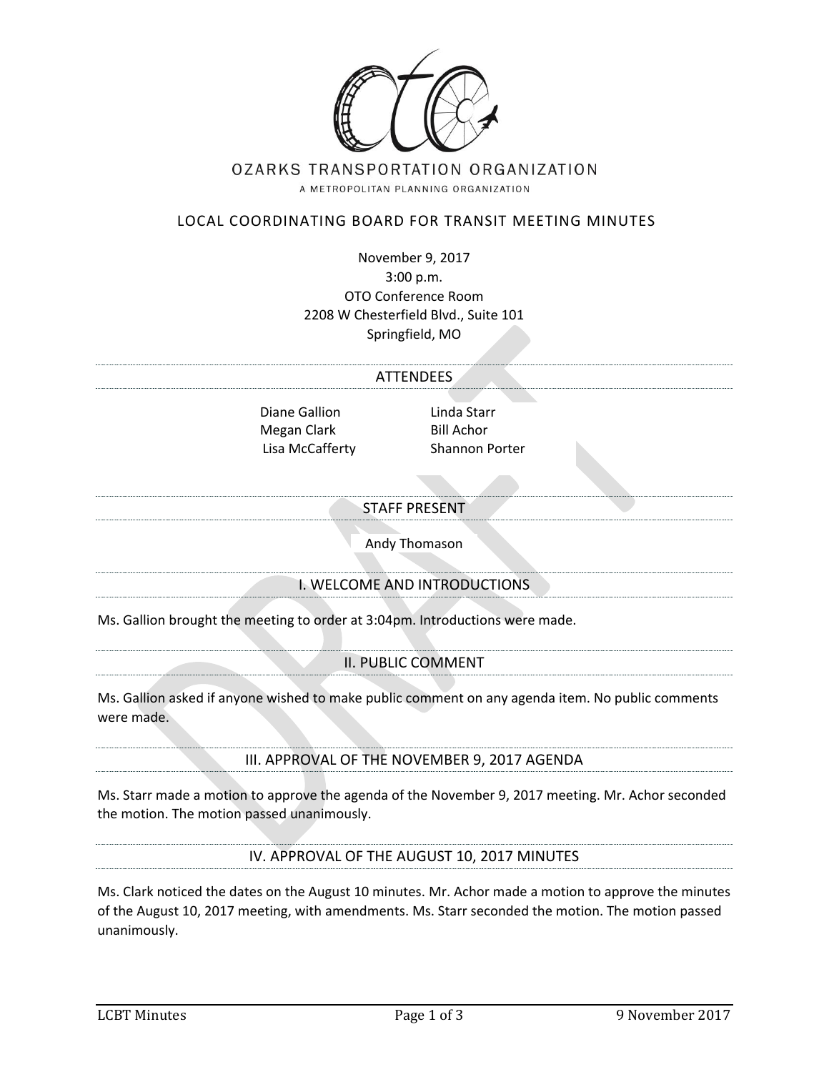OZARKS TRANSPORTATION ORGANIZATION

A METROPOLITAN PLANNING ORGANIZATION

# LOCAL COORDINATING BOARD FOR TRANSIT MEETING MINUTES

November 9, 2017
3:00 p.m.
OTO Conference Room
2208 W Chesterfield Blvd., Suite 101
Springfield, MO

## ATTENDEES

Diane Gallion
Megan Clark
Lisa McCafferty
Linda Starr
Bill Achor
Shannon Porter

## STAFF PRESENT

Andy Thomason

## I. WELCOME AND INTRODUCTIONS

Ms. Gallion brought the meeting to order at 3:04pm. Introductions were made.

## II. PUBLIC COMMENT

Ms. Gallion asked if anyone wished to make public comment on any agenda item. No public comments were made.

## III. APPROVAL OF THE NOVEMBER 9, 2017 AGENDA

Ms. Starr made a motion to approve the agenda of the November 9, 2017 meeting. Mr. Achor seconded the motion. The motion passed unanimously.

## IV. APPROVAL OF THE AUGUST 10, 2017 MINUTES

Ms. Clark noticed the dates on the August 10 minutes. Mr. Achor made a motion to approve the minutes of the August 10, 2017 meeting, with amendments. Ms. Starr seconded the motion. The motion passed unanimously.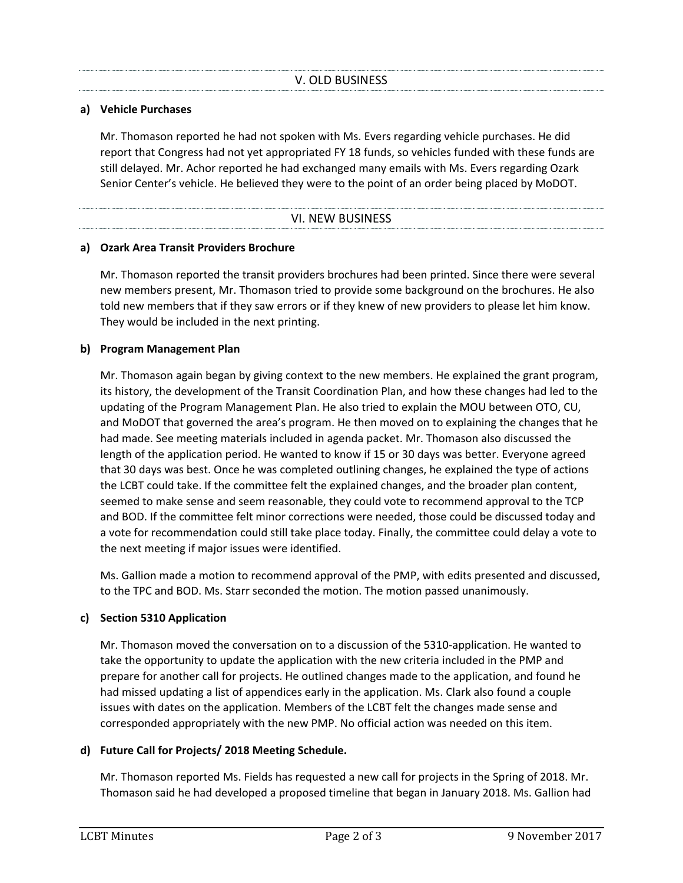## V. OLD BUSINESS

**a) Vehicle Purchases**

Mr. Thomason reported he had not spoken with Ms. Evers regarding vehicle purchases. He did report that Congress had not yet appropriated FY 18 funds, so vehicles funded with these funds are still delayed. Mr. Achor reported he had exchanged many emails with Ms. Evers regarding Ozark Senior Center's vehicle. He believed they were to the point of an order being placed by MoDOT.

## VI. NEW BUSINESS

**a) Ozark Area Transit Providers Brochure**

Mr. Thomason reported the transit providers brochures had been printed. Since there were several new members present, Mr. Thomason tried to provide some background on the brochures. He also told new members that if they saw errors or if they knew of new providers to please let him know. They would be included in the next printing.

**b) Program Management Plan**

Mr. Thomason again began by giving context to the new members. He explained the grant program, its history, the development of the Transit Coordination Plan, and how these changes had led to the updating of the Program Management Plan. He also tried to explain the MOU between OTO, CU, and MoDOT that governed the area's program. He then moved on to explaining the changes that he had made. See meeting materials included in agenda packet. Mr. Thomason also discussed the length of the application period. He wanted to know if 15 or 30 days was better. Everyone agreed that 30 days was best. Once he was completed outlining changes, he explained the type of actions the LCBT could take. If the committee felt the explained changes, and the broader plan content, seemed to make sense and seem reasonable, they could vote to recommend approval to the TCP and BOD. If the committee felt minor corrections were needed, those could be discussed today and a vote for recommendation could still take place today. Finally, the committee could delay a vote to the next meeting if major issues were identified.

Ms. Gallion made a motion to recommend approval of the PMP, with edits presented and discussed, to the TPC and BOD. Ms. Starr seconded the motion. The motion passed unanimously.

**c) Section 5310 Application**

Mr. Thomason moved the conversation on to a discussion of the 5310-application. He wanted to take the opportunity to update the application with the new criteria included in the PMP and prepare for another call for projects. He outlined changes made to the application, and found he had missed updating a list of appendices early in the application. Ms. Clark also found a couple issues with dates on the application. Members of the LCBT felt the changes made sense and corresponded appropriately with the new PMP. No official action was needed on this item.

**d) Future Call for Projects/ 2018 Meeting Schedule.**

Mr. Thomason reported Ms. Fields has requested a new call for projects in the Spring of 2018. Mr. Thomason said he had developed a proposed timeline that began in January 2018. Ms. Gallion had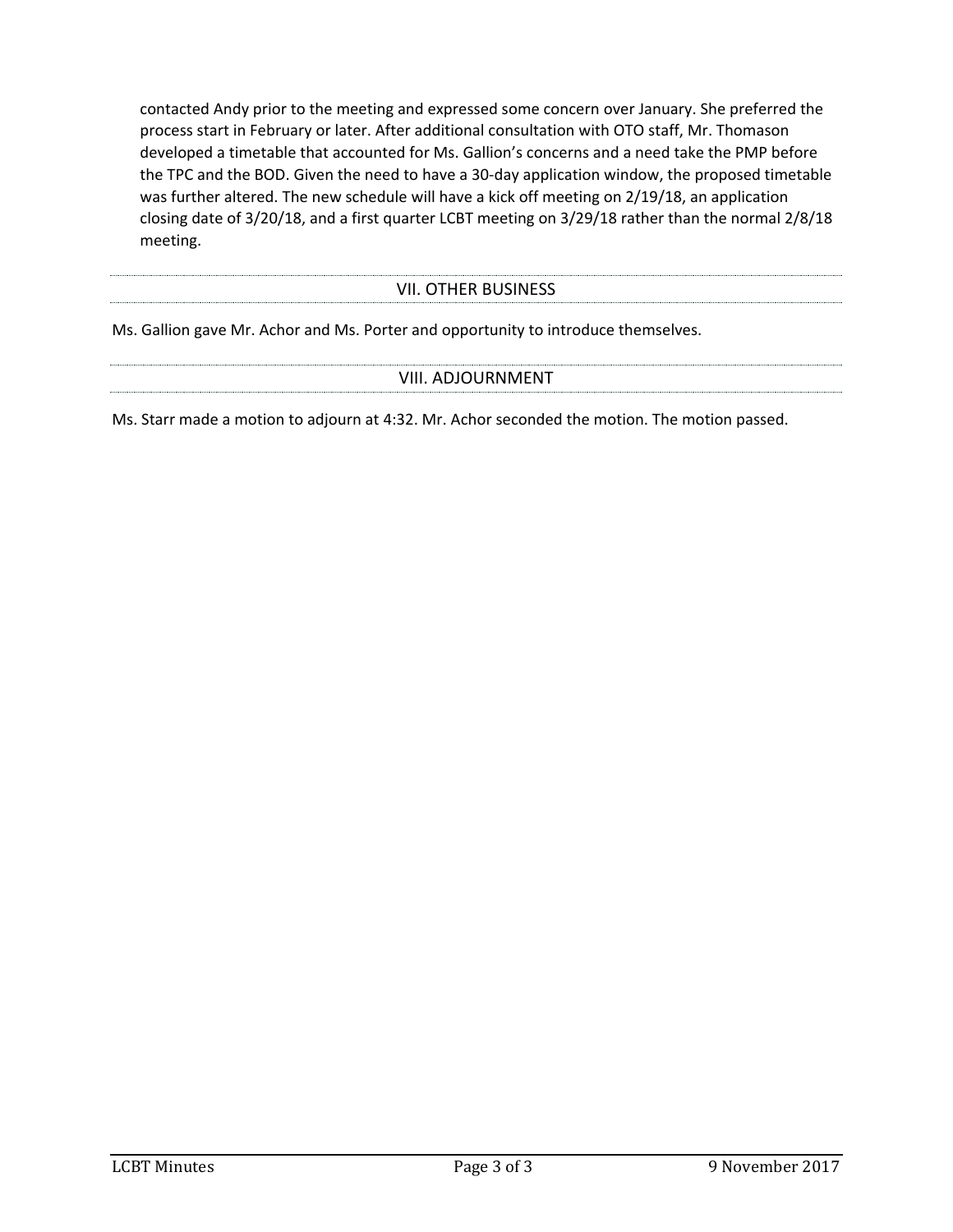contacted Andy prior to the meeting and expressed some concern over January. She preferred the process start in February or later. After additional consultation with OTO staff, Mr. Thomason developed a timetable that accounted for Ms. Gallion's concerns and a need take the PMP before the TPC and the BOD. Given the need to have a 30-day application window, the proposed timetable was further altered. The new schedule will have a kick off meeting on 2/19/18, an application closing date of 3/20/18, and a first quarter LCBT meeting on 3/29/18 rather than the normal 2/8/18 meeting.

## VII. OTHER BUSINESS

Ms. Gallion gave Mr. Achor and Ms. Porter and opportunity to introduce themselves.

## VIII. ADJOURNMENT

Ms. Starr made a motion to adjourn at 4:32. Mr. Achor seconded the motion. The motion passed.